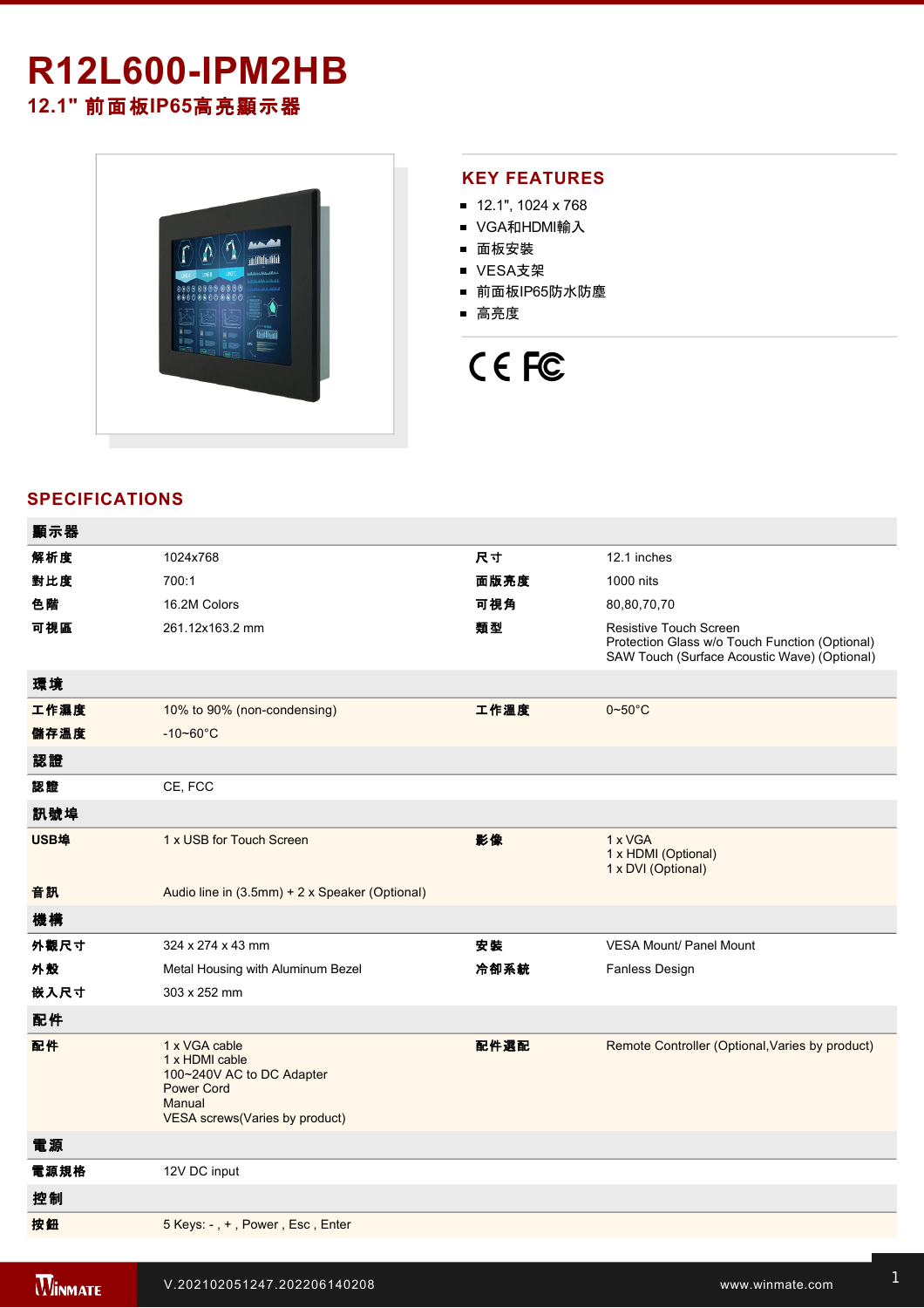# R12L600-IPM2HB

## 12.1" 前面板IP65高亮顯示器

## KEY FEATURES

- 12.1", 1024 x 768
- VGA和HDMI輸入
- 面板安裝
- VESA支架
- 前面板IP65防水防塵
- 高亮度

## SPECIFICATIONS

| | | | |
|---|---|---|---|
| **顯示器** | | | |
| **解析度** | 1024x768 | **尺寸** | 12.1 inches |
| **對比度** | 700:1 | **面版亮度** | 1000 nits |
| **色階** | 16.2M Colors | **可視角** | 80,80,70,70 |
| **可視區** | 261.12x163.2 mm | **類型** | Resistive Touch Screen<br>Protection Glass w/o Touch Function (Optional)<br>SAW Touch (Surface Acoustic Wave) (Optional) |
| **環境** | | | |
| **工作濕度** | 10% to 90% (non-condensing) | **工作溫度** | 0~50°C |
| **儲存溫度** | -10~60°C | | |
| **認證** | | | |
| **認證** | CE, FCC | | |
| **訊號埠** | | | |
| **USB埠** | 1 x USB for Touch Screen | **影像** | 1 x VGA<br>1 x HDMI (Optional)<br>1 x DVI (Optional) |
| **音訊** | Audio line in (3.5mm) + 2 x Speaker (Optional) | | |
| **機構** | | | |
| **外觀尺寸** | 324 x 274 x 43 mm | **安裝** | VESA Mount/ Panel Mount |
| **外殼** | Metal Housing with Aluminum Bezel | **冷卻系統** | Fanless Design |
| **嵌入尺寸** | 303 x 252 mm | | |
| **配件** | | | |
| **配件** | 1 x VGA cable<br>1 x HDMI cable<br>100~240V AC to DC Adapter<br>Power Cord<br>Manual<br>VESA screws(Varies by product) | **配件選配** | Remote Controller (Optional,Varies by product) |
| **電源** | | | |
| **電源規格** | 12V DC input | | |
| **控制** | | | |
| **按鈕** | 5 Keys: - , + , Power , Esc , Enter | | |

V.202102051247.202206140208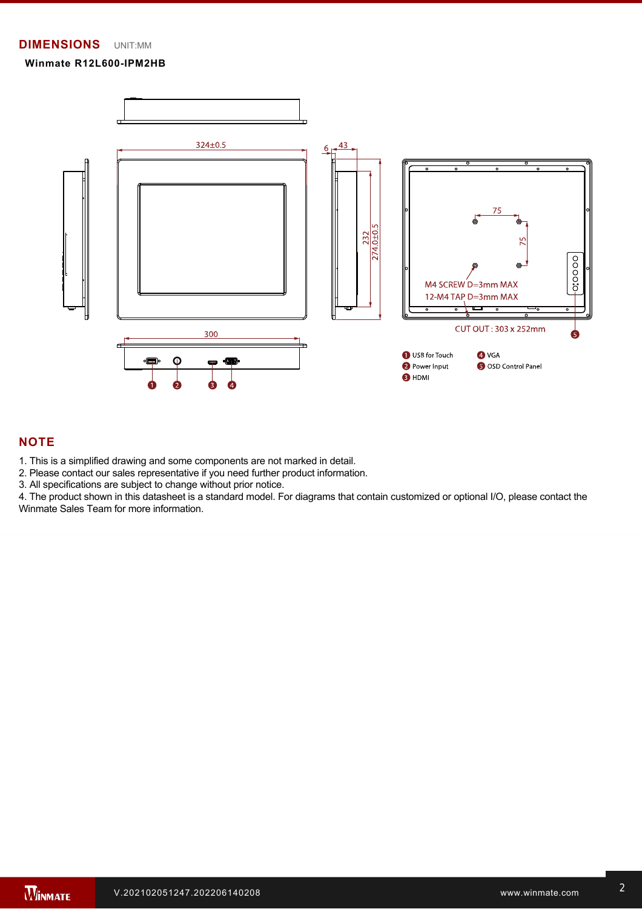## DIMENSIONS UNIT:MM

**Winmate R12L600-IPM2HB**

324±0.5

6

43

232

274.0±0.5

75

75

M4 SCREW D=3mm MAX

12-M4 TAP D=3mm MAX

CUT OUT : 303 x 252mm

300

1 USB for Touch

2 Power Input

3 HDMI

4 VGA

5 OSD Control Panel

## NOTE

1. This is a simplified drawing and some components are not marked in detail.
2. Please contact our sales representative if you need further product information.
3. All specifications are subject to change without prior notice.
4. The product shown in this datasheet is a standard model. For diagrams that contain customized or optional I/O, please contact the Winmate Sales Team for more information.